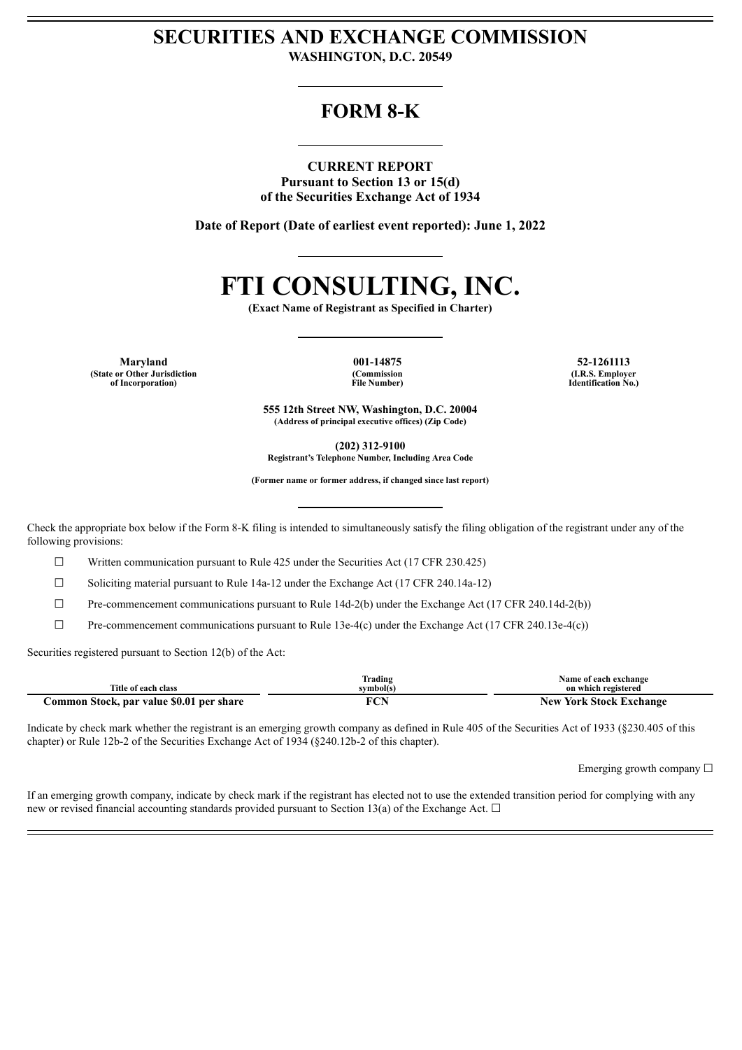# SECURITIES AND EXCHANGE COMMISSION

**WASHINGTON, D.C. 20549**

## FORM 8-K

**CURRENT REPORT**
**Pursuant to Section 13 or 15(d)**
**of the Securities Exchange Act of 1934**

**Date of Report (Date of earliest event reported): June 1, 2022**

# FTI CONSULTING, INC.

**(Exact Name of Registrant as Specified in Charter)**

| **Maryland** | **001-14875** | **52-1261113** |
|---|---|---|
| **(State or Other Jurisdiction of Incorporation)** | **(Commission File Number)** | **(I.R.S. Employer Identification No.)** |

**555 12th Street NW, Washington, D.C. 20004**
**(Address of principal executive offices) (Zip Code)**

**(202) 312-9100**
**Registrant's Telephone Number, Including Area Code**

**(Former name or former address, if changed since last report)**

Check the appropriate box below if the Form 8-K filing is intended to simultaneously satisfy the filing obligation of the registrant under any of the following provisions:

☐ Written communication pursuant to Rule 425 under the Securities Act (17 CFR 230.425)

☐ Soliciting material pursuant to Rule 14a-12 under the Exchange Act (17 CFR 240.14a-12)

☐ Pre-commencement communications pursuant to Rule 14d-2(b) under the Exchange Act (17 CFR 240.14d-2(b))

☐ Pre-commencement communications pursuant to Rule 13e-4(c) under the Exchange Act (17 CFR 240.13e-4(c))

Securities registered pursuant to Section 12(b) of the Act:

| Title of each class | Trading symbol(s) | Name of each exchange on which registered |
|---|---|---|
| **Common Stock, par value $0.01 per share** | **FCN** | **New York Stock Exchange** |

Indicate by check mark whether the registrant is an emerging growth company as defined in Rule 405 of the Securities Act of 1933 (§230.405 of this chapter) or Rule 12b-2 of the Securities Exchange Act of 1934 (§240.12b-2 of this chapter).

Emerging growth company ☐

If an emerging growth company, indicate by check mark if the registrant has elected not to use the extended transition period for complying with any new or revised financial accounting standards provided pursuant to Section 13(a) of the Exchange Act. ☐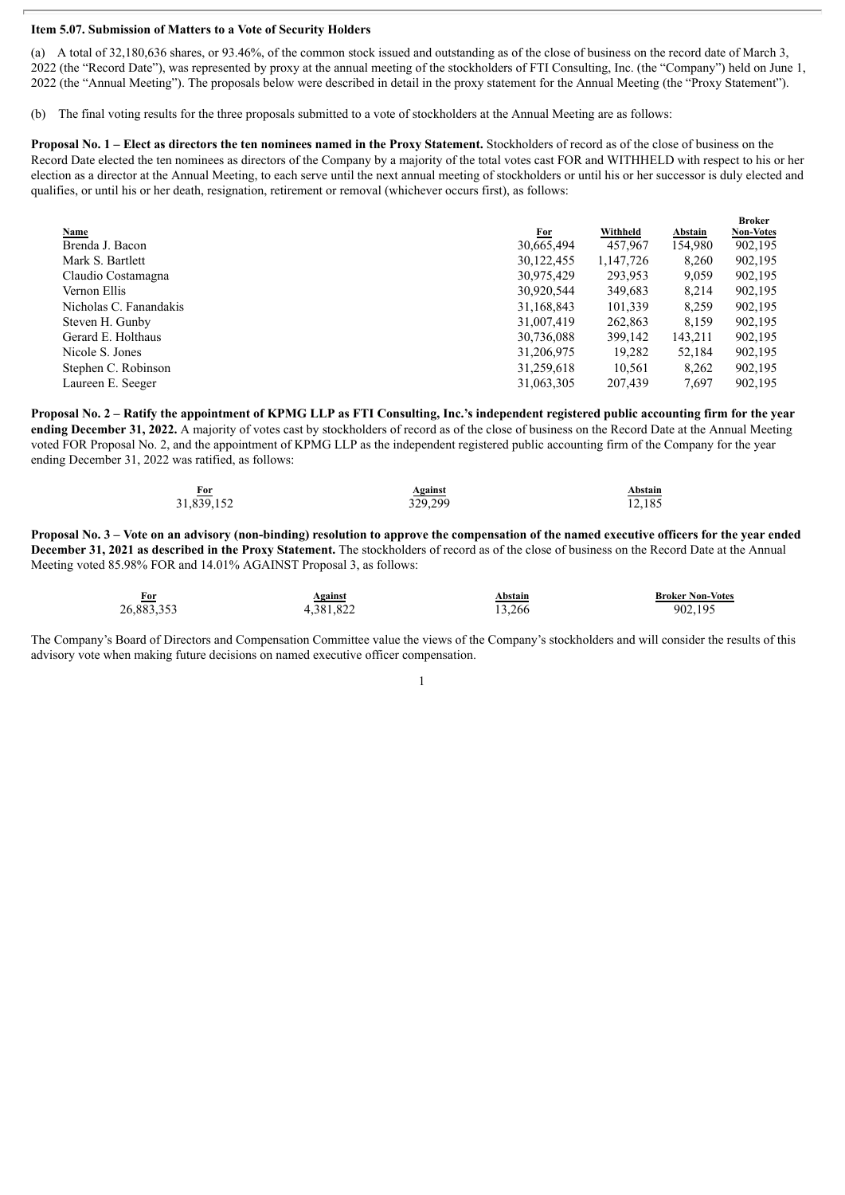**Item 5.07. Submission of Matters to a Vote of Security Holders**

(a) A total of 32,180,636 shares, or 93.46%, of the common stock issued and outstanding as of the close of business on the record date of March 3, 2022 (the "Record Date"), was represented by proxy at the annual meeting of the stockholders of FTI Consulting, Inc. (the "Company") held on June 1, 2022 (the "Annual Meeting"). The proposals below were described in detail in the proxy statement for the Annual Meeting (the "Proxy Statement").

(b) The final voting results for the three proposals submitted to a vote of stockholders at the Annual Meeting are as follows:

**Proposal No. 1 – Elect as directors the ten nominees named in the Proxy Statement.** Stockholders of record as of the close of business on the Record Date elected the ten nominees as directors of the Company by a majority of the total votes cast FOR and WITHHELD with respect to his or her election as a director at the Annual Meeting, to each serve until the next annual meeting of stockholders or until his or her successor is duly elected and qualifies, or until his or her death, resignation, retirement or removal (whichever occurs first), as follows:

| Name | For | Withheld | Abstain | Broker Non-Votes |
|---|---|---|---|---|
| Brenda J. Bacon | 30,665,494 | 457,967 | 154,980 | 902,195 |
| Mark S. Bartlett | 30,122,455 | 1,147,726 | 8,260 | 902,195 |
| Claudio Costamagna | 30,975,429 | 293,953 | 9,059 | 902,195 |
| Vernon Ellis | 30,920,544 | 349,683 | 8,214 | 902,195 |
| Nicholas C. Fanandakis | 31,168,843 | 101,339 | 8,259 | 902,195 |
| Steven H. Gunby | 31,007,419 | 262,863 | 8,159 | 902,195 |
| Gerard E. Holthaus | 30,736,088 | 399,142 | 143,211 | 902,195 |
| Nicole S. Jones | 31,206,975 | 19,282 | 52,184 | 902,195 |
| Stephen C. Robinson | 31,259,618 | 10,561 | 8,262 | 902,195 |
| Laureen E. Seeger | 31,063,305 | 207,439 | 7,697 | 902,195 |

**Proposal No. 2 – Ratify the appointment of KPMG LLP as FTI Consulting, Inc.'s independent registered public accounting firm for the year ending December 31, 2022.** A majority of votes cast by stockholders of record as of the close of business on the Record Date at the Annual Meeting voted FOR Proposal No. 2, and the appointment of KPMG LLP as the independent registered public accounting firm of the Company for the year ending December 31, 2022 was ratified, as follows:

| For | Against | Abstain |
|---|---|---|
| 31,839,152 | 329,299 | 12,185 |

**Proposal No. 3 – Vote on an advisory (non-binding) resolution to approve the compensation of the named executive officers for the year ended December 31, 2021 as described in the Proxy Statement.** The stockholders of record as of the close of business on the Record Date at the Annual Meeting voted 85.98% FOR and 14.01% AGAINST Proposal 3, as follows:

| For | Against | Abstain | Broker Non-Votes |
|---|---|---|---|
| 26,883,353 | 4,381,822 | 13,266 | 902,195 |

The Company's Board of Directors and Compensation Committee value the views of the Company's stockholders and will consider the results of this advisory vote when making future decisions on named executive officer compensation.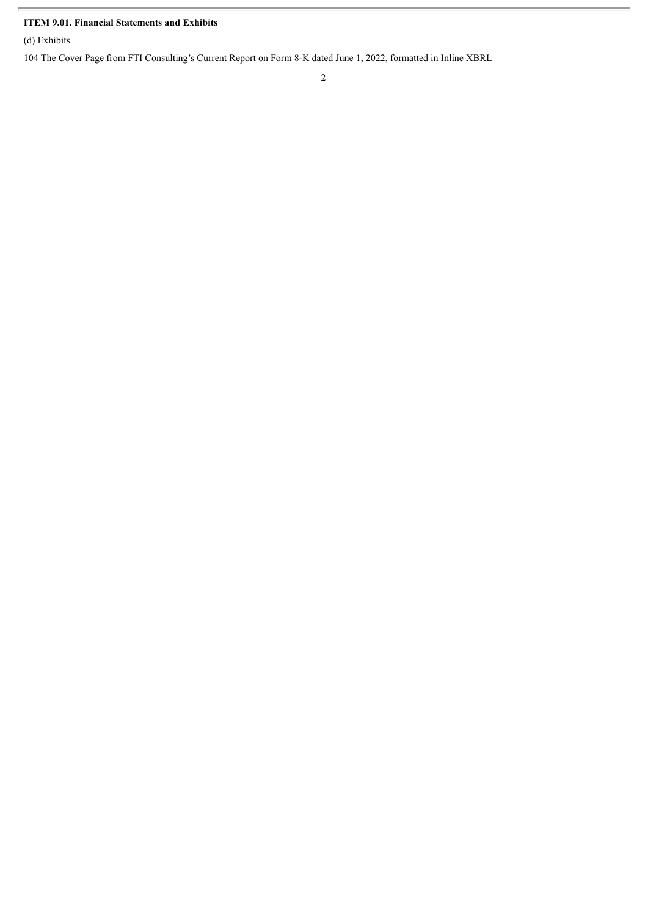**ITEM 9.01. Financial Statements and Exhibits**

(d) Exhibits

104 The Cover Page from FTI Consulting's Current Report on Form 8-K dated June 1, 2022, formatted in Inline XBRL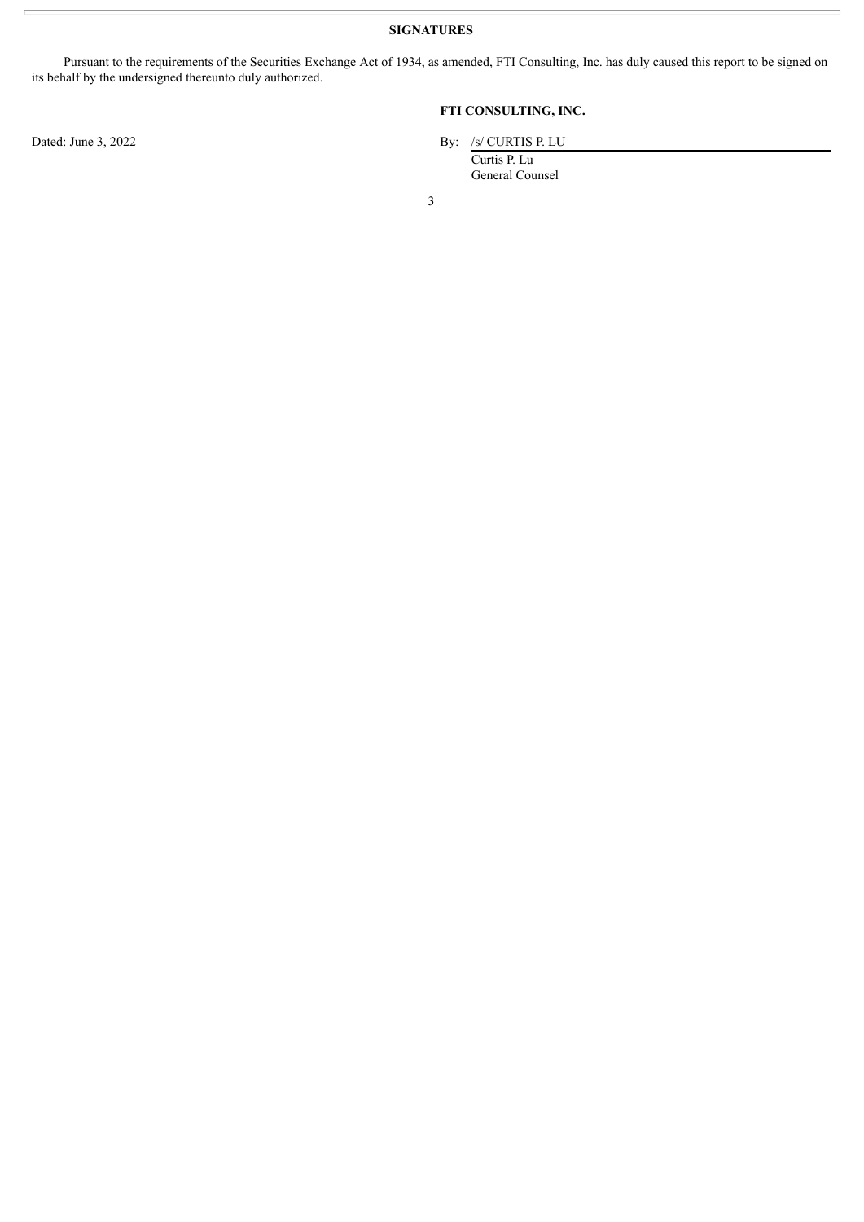**SIGNATURES**

Pursuant to the requirements of the Securities Exchange Act of 1934, as amended, FTI Consulting, Inc. has duly caused this report to be signed on its behalf by the undersigned thereunto duly authorized.

**FTI CONSULTING, INC.**

Dated: June 3, 2022

By: /s/ CURTIS P. LU
Curtis P. Lu
General Counsel